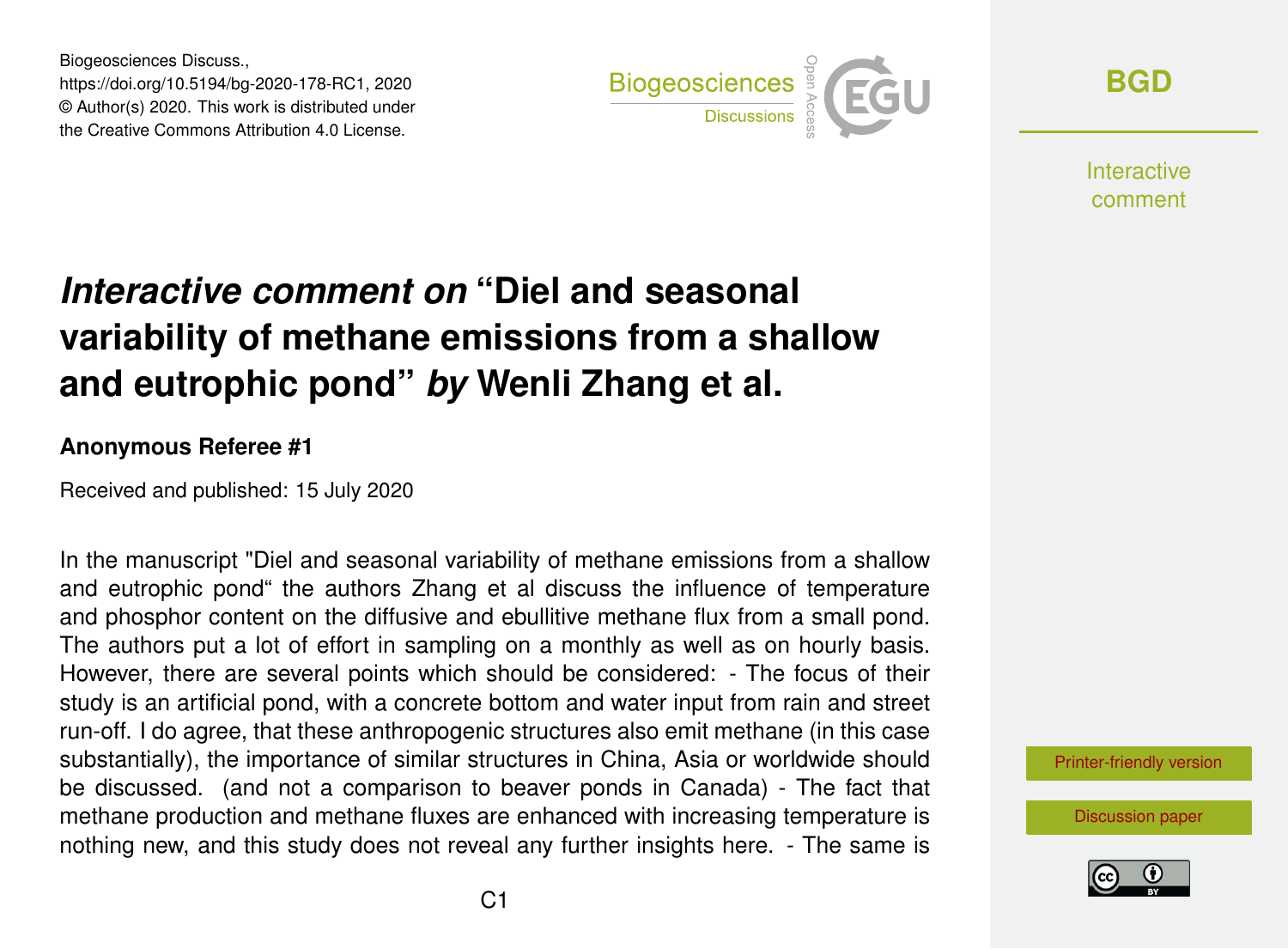Biogeosciences Discuss.,
https://doi.org/10.5194/bg-2020-178-RC1, 2020
© Author(s) 2020. This work is distributed under
the Creative Commons Attribution 4.0 License.

# *Interactive comment on* "Diel and seasonal variability of methane emissions from a shallow and eutrophic pond" *by* Wenli Zhang et al.

**Anonymous Referee #1**

Received and published: 15 July 2020

In the manuscript "Diel and seasonal variability of methane emissions from a shallow and eutrophic pond" the authors Zhang et al discuss the influence of temperature and phosphor content on the diffusive and ebullitive methane flux from a small pond. The authors put a lot of effort in sampling on a monthly as well as on hourly basis. However, there are several points which should be considered: - The focus of their study is an artificial pond, with a concrete bottom and water input from rain and street run-off. I do agree, that these anthropogenic structures also emit methane (in this case substantially), the importance of similar structures in China, Asia or worldwide should be discussed. (and not a comparison to beaver ponds in Canada) - The fact that methane production and methane fluxes are enhanced with increasing temperature is nothing new, and this study does not reveal any further insights here. - The same is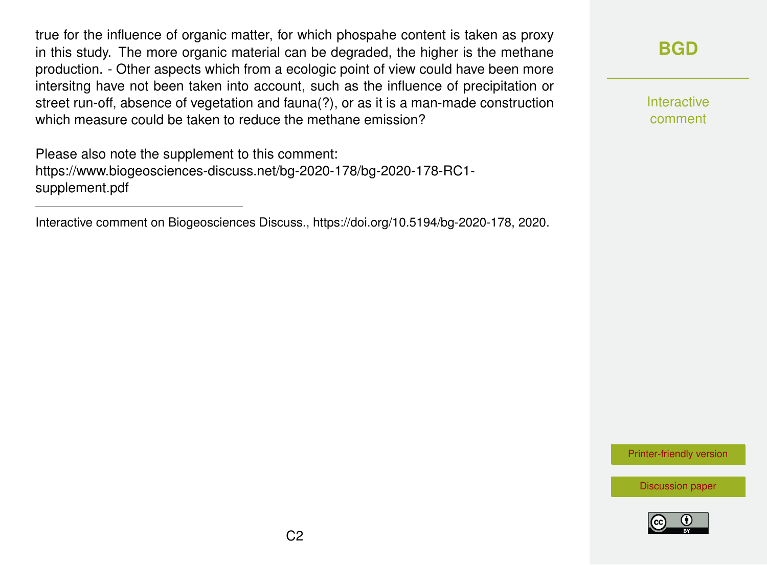true for the influence of organic matter, for which phospahe content is taken as proxy in this study. The more organic material can be degraded, the higher is the methane production. - Other aspects which from a ecologic point of view could have been more intersitng have not been taken into account, such as the influence of precipitation or street run-off, absence of vegetation and fauna(?), or as it is a man-made construction which measure could be taken to reduce the methane emission?

Please also note the supplement to this comment:
https://www.biogeosciences-discuss.net/bg-2020-178/bg-2020-178-RC1-supplement.pdf

---

Interactive comment on Biogeosciences Discuss., https://doi.org/10.5194/bg-2020-178, 2020.